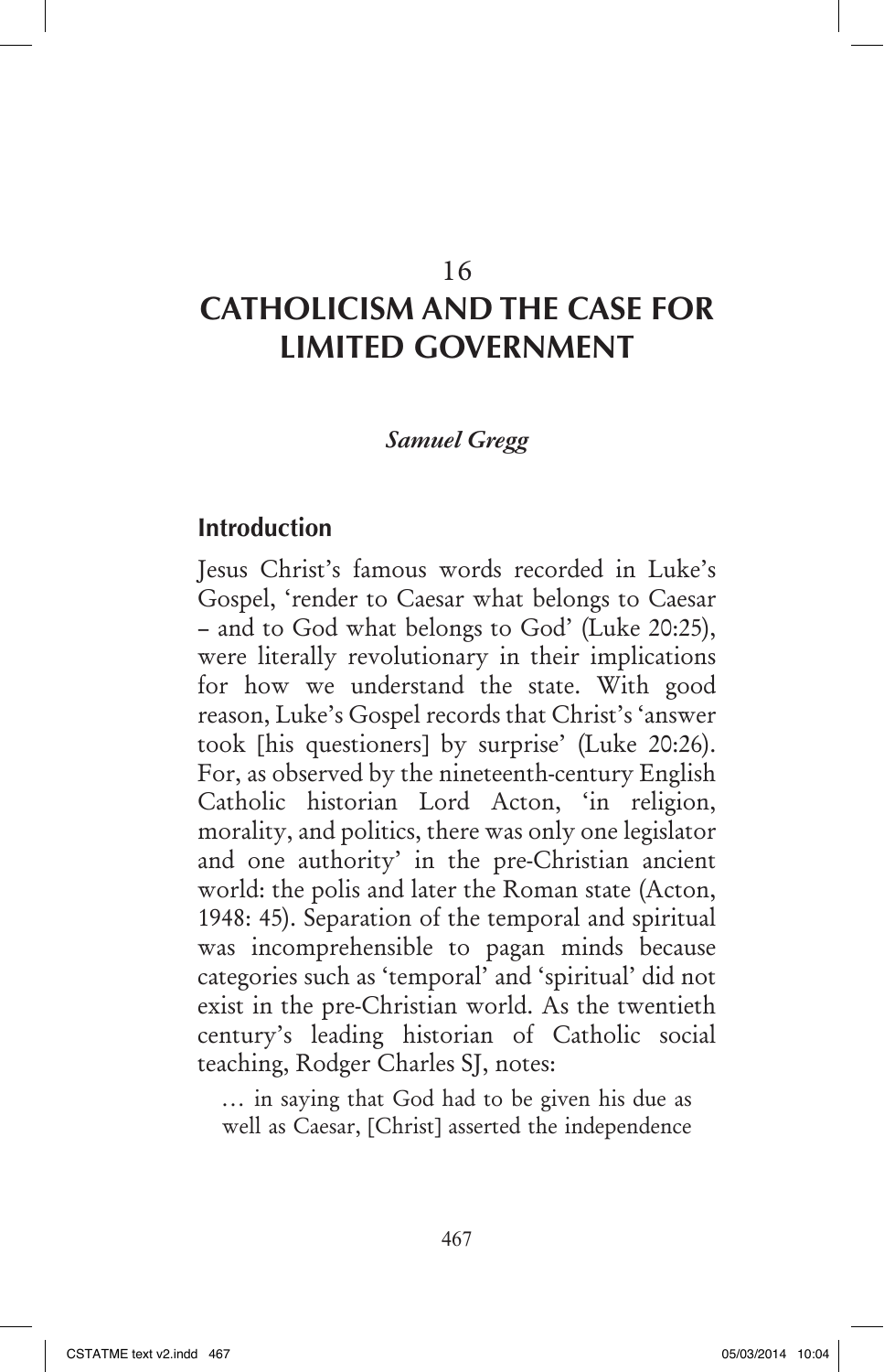16

# CATHOLICISM AND THE CASE FOR LIMITED GOVERNMENT

*Samuel Gregg*

## Introduction

Jesus Christ's famous words recorded in Luke's Gospel, 'render to Caesar what belongs to Caesar – and to God what belongs to God' (Luke 20:25), were literally revolutionary in their implications for how we understand the state. With good reason, Luke's Gospel records that Christ's 'answer took [his questioners] by surprise' (Luke 20:26). For, as observed by the nineteenth-century English Catholic historian Lord Acton, 'in religion, morality, and politics, there was only one legislator and one authority' in the pre-Christian ancient world: the polis and later the Roman state (Acton, 1948: 45). Separation of the temporal and spiritual was incomprehensible to pagan minds because categories such as 'temporal' and 'spiritual' did not exist in the pre-Christian world. As the twentieth century's leading historian of Catholic social teaching, Rodger Charles SJ, notes:

> … in saying that God had to be given his due as well as Caesar, [Christ] asserted the independence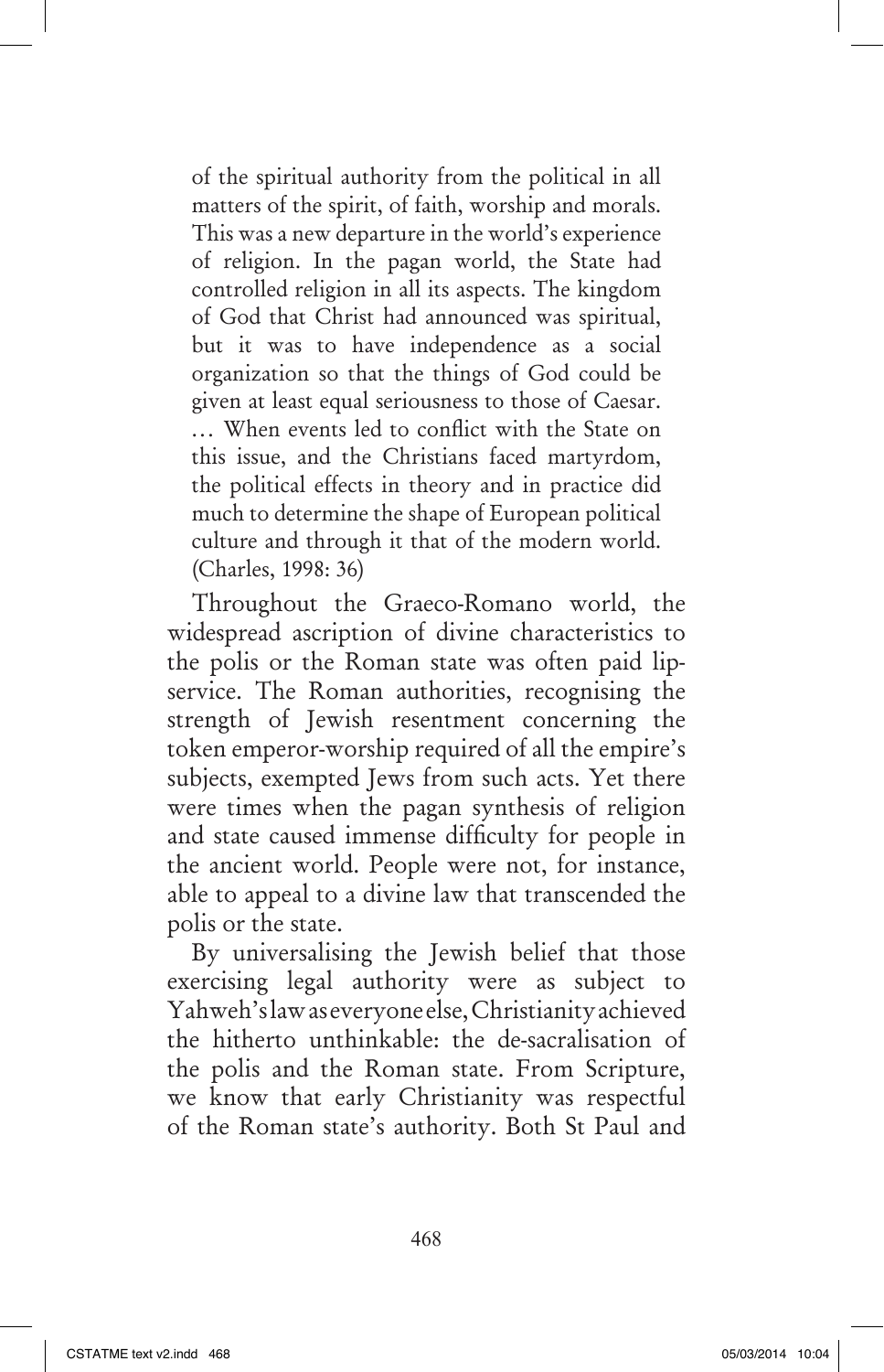> of the spiritual authority from the political in all matters of the spirit, of faith, worship and morals. This was a new departure in the world's experience of religion. In the pagan world, the State had controlled religion in all its aspects. The kingdom of God that Christ had announced was spiritual, but it was to have independence as a social organization so that the things of God could be given at least equal seriousness to those of Caesar. … When events led to conflict with the State on this issue, and the Christians faced martyrdom, the political effects in theory and in practice did much to determine the shape of European political culture and through it that of the modern world. (Charles, 1998: 36)

Throughout the Graeco-Romano world, the widespread ascription of divine characteristics to the polis or the Roman state was often paid lip-service. The Roman authorities, recognising the strength of Jewish resentment concerning the token emperor-worship required of all the empire's subjects, exempted Jews from such acts. Yet there were times when the pagan synthesis of religion and state caused immense difficulty for people in the ancient world. People were not, for instance, able to appeal to a divine law that transcended the polis or the state.

By universalising the Jewish belief that those exercising legal authority were as subject to Yahweh's law as everyone else, Christianity achieved the hitherto unthinkable: the de-sacralisation of the polis and the Roman state. From Scripture, we know that early Christianity was respectful of the Roman state's authority. Both St Paul and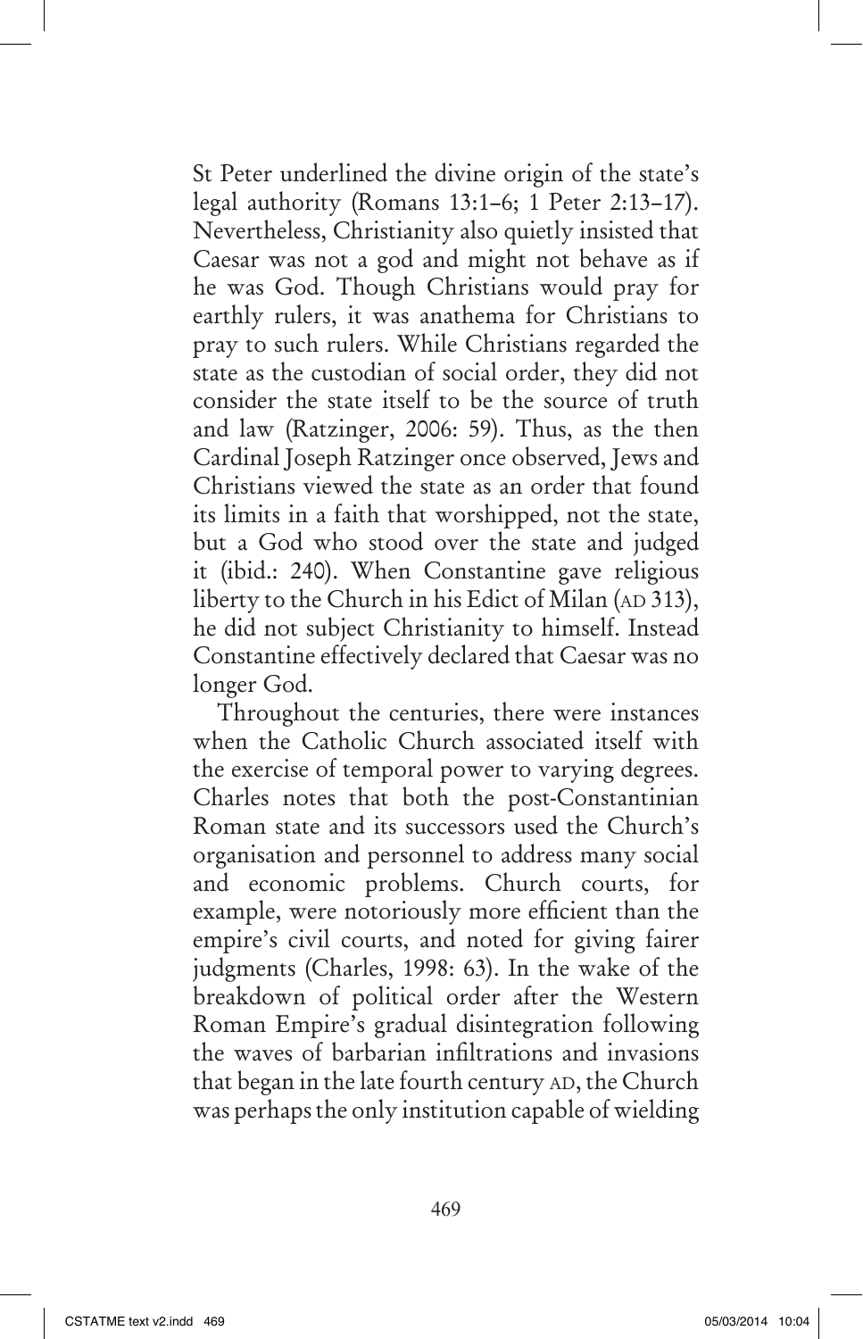St Peter underlined the divine origin of the state's legal authority (Romans 13:1–6; 1 Peter 2:13–17). Nevertheless, Christianity also quietly insisted that Caesar was not a god and might not behave as if he was God. Though Christians would pray for earthly rulers, it was anathema for Christians to pray to such rulers. While Christians regarded the state as the custodian of social order, they did not consider the state itself to be the source of truth and law (Ratzinger, 2006: 59). Thus, as the then Cardinal Joseph Ratzinger once observed, Jews and Christians viewed the state as an order that found its limits in a faith that worshipped, not the state, but a God who stood over the state and judged it (ibid.: 240). When Constantine gave religious liberty to the Church in his Edict of Milan (AD 313), he did not subject Christianity to himself. Instead Constantine effectively declared that Caesar was no longer God.

Throughout the centuries, there were instances when the Catholic Church associated itself with the exercise of temporal power to varying degrees. Charles notes that both the post-Constantinian Roman state and its successors used the Church's organisation and personnel to address many social and economic problems. Church courts, for example, were notoriously more efficient than the empire's civil courts, and noted for giving fairer judgments (Charles, 1998: 63). In the wake of the breakdown of political order after the Western Roman Empire's gradual disintegration following the waves of barbarian infiltrations and invasions that began in the late fourth century AD, the Church was perhaps the only institution capable of wielding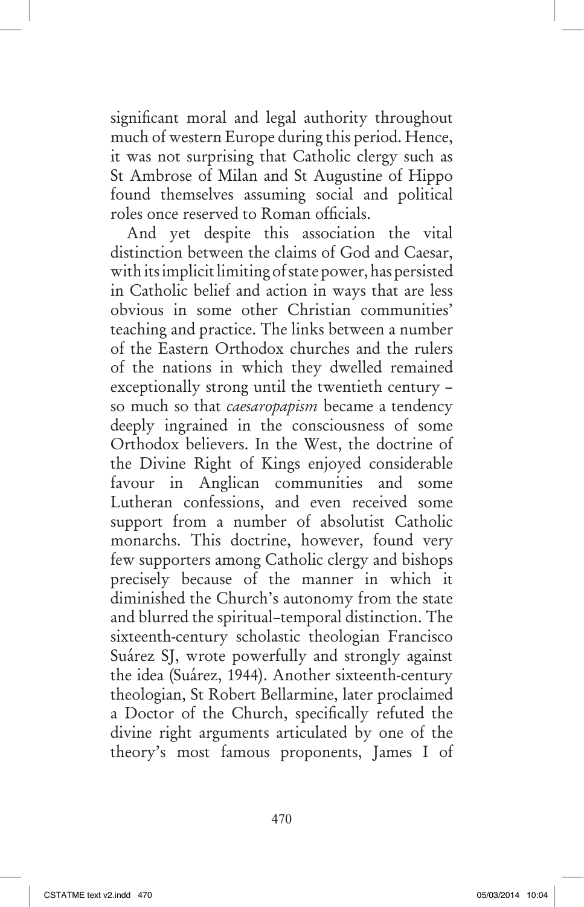significant moral and legal authority throughout much of western Europe during this period. Hence, it was not surprising that Catholic clergy such as St Ambrose of Milan and St Augustine of Hippo found themselves assuming social and political roles once reserved to Roman officials.

And yet despite this association the vital distinction between the claims of God and Caesar, with its implicit limiting of state power, has persisted in Catholic belief and action in ways that are less obvious in some other Christian communities' teaching and practice. The links between a number of the Eastern Orthodox churches and the rulers of the nations in which they dwelled remained exceptionally strong until the twentieth century – so much so that *caesaropapism* became a tendency deeply ingrained in the consciousness of some Orthodox believers. In the West, the doctrine of the Divine Right of Kings enjoyed considerable favour in Anglican communities and some Lutheran confessions, and even received some support from a number of absolutist Catholic monarchs. This doctrine, however, found very few supporters among Catholic clergy and bishops precisely because of the manner in which it diminished the Church's autonomy from the state and blurred the spiritual–temporal distinction. The sixteenth-century scholastic theologian Francisco Suárez SJ, wrote powerfully and strongly against the idea (Suárez, 1944). Another sixteenth-century theologian, St Robert Bellarmine, later proclaimed a Doctor of the Church, specifically refuted the divine right arguments articulated by one of the theory's most famous proponents, James I of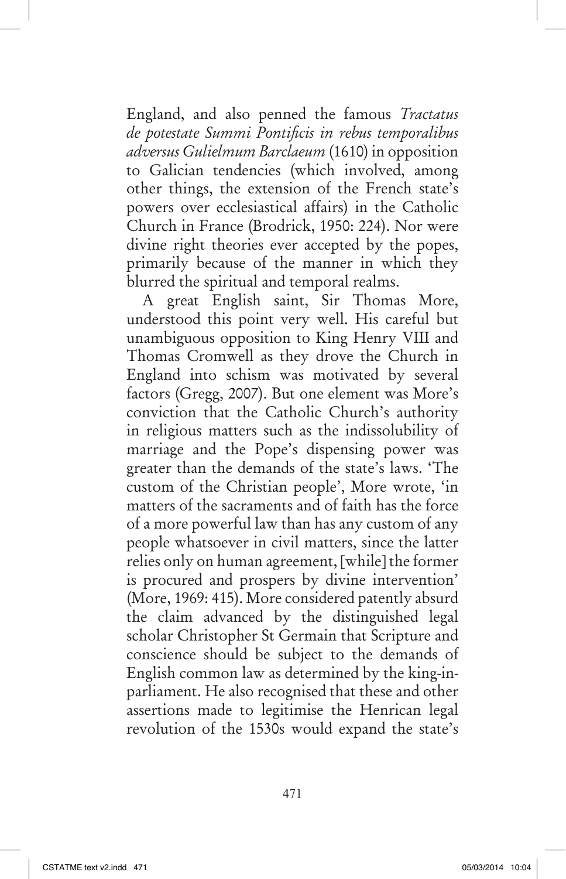England, and also penned the famous *Tractatus de potestate Summi Pontificis in rebus temporalibus adversus Gulielmum Barclaeum* (1610) in opposition to Galician tendencies (which involved, among other things, the extension of the French state's powers over ecclesiastical affairs) in the Catholic Church in France (Brodrick, 1950: 224). Nor were divine right theories ever accepted by the popes, primarily because of the manner in which they blurred the spiritual and temporal realms.

A great English saint, Sir Thomas More, understood this point very well. His careful but unambiguous opposition to King Henry VIII and Thomas Cromwell as they drove the Church in England into schism was motivated by several factors (Gregg, 2007). But one element was More's conviction that the Catholic Church's authority in religious matters such as the indissolubility of marriage and the Pope's dispensing power was greater than the demands of the state's laws. 'The custom of the Christian people', More wrote, 'in matters of the sacraments and of faith has the force of a more powerful law than has any custom of any people whatsoever in civil matters, since the latter relies only on human agreement, [while] the former is procured and prospers by divine intervention' (More, 1969: 415). More considered patently absurd the claim advanced by the distinguished legal scholar Christopher St Germain that Scripture and conscience should be subject to the demands of English common law as determined by the king-in-parliament. He also recognised that these and other assertions made to legitimise the Henrican legal revolution of the 1530s would expand the state's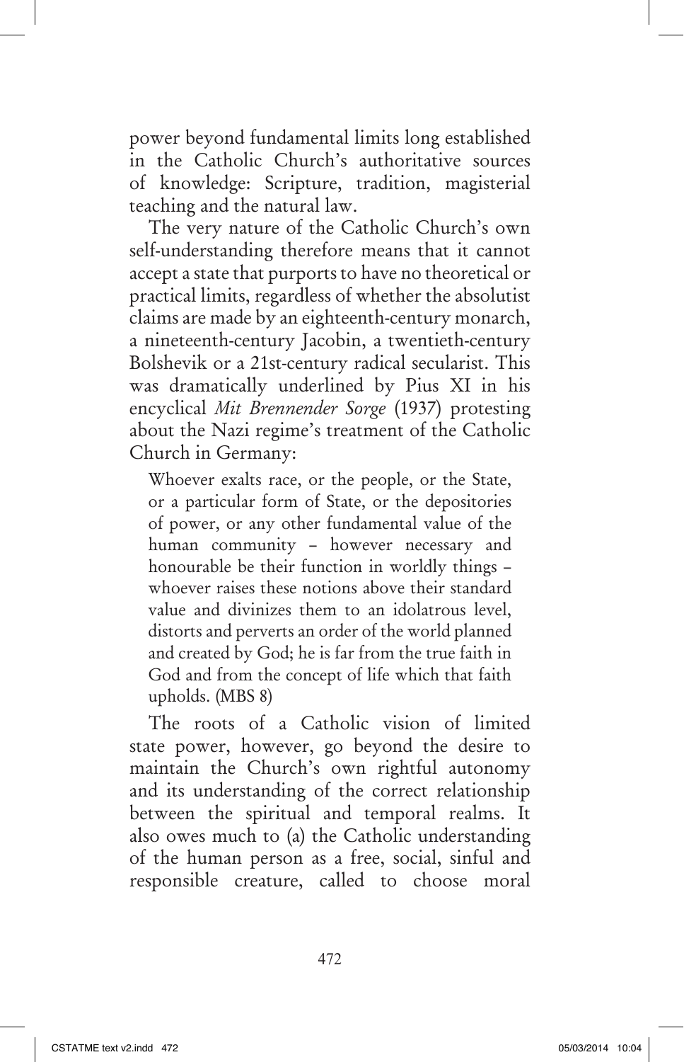power beyond fundamental limits long established in the Catholic Church's authoritative sources of knowledge: Scripture, tradition, magisterial teaching and the natural law.

The very nature of the Catholic Church's own self-understanding therefore means that it cannot accept a state that purports to have no theoretical or practical limits, regardless of whether the absolutist claims are made by an eighteenth-century monarch, a nineteenth-century Jacobin, a twentieth-century Bolshevik or a 21st-century radical secularist. This was dramatically underlined by Pius XI in his encyclical *Mit Brennender Sorge* (1937) protesting about the Nazi regime's treatment of the Catholic Church in Germany:

> Whoever exalts race, or the people, or the State, or a particular form of State, or the depositories of power, or any other fundamental value of the human community – however necessary and honourable be their function in worldly things – whoever raises these notions above their standard value and divinizes them to an idolatrous level, distorts and perverts an order of the world planned and created by God; he is far from the true faith in God and from the concept of life which that faith upholds. (MBS 8)

The roots of a Catholic vision of limited state power, however, go beyond the desire to maintain the Church's own rightful autonomy and its understanding of the correct relationship between the spiritual and temporal realms. It also owes much to (a) the Catholic understanding of the human person as a free, social, sinful and responsible creature, called to choose moral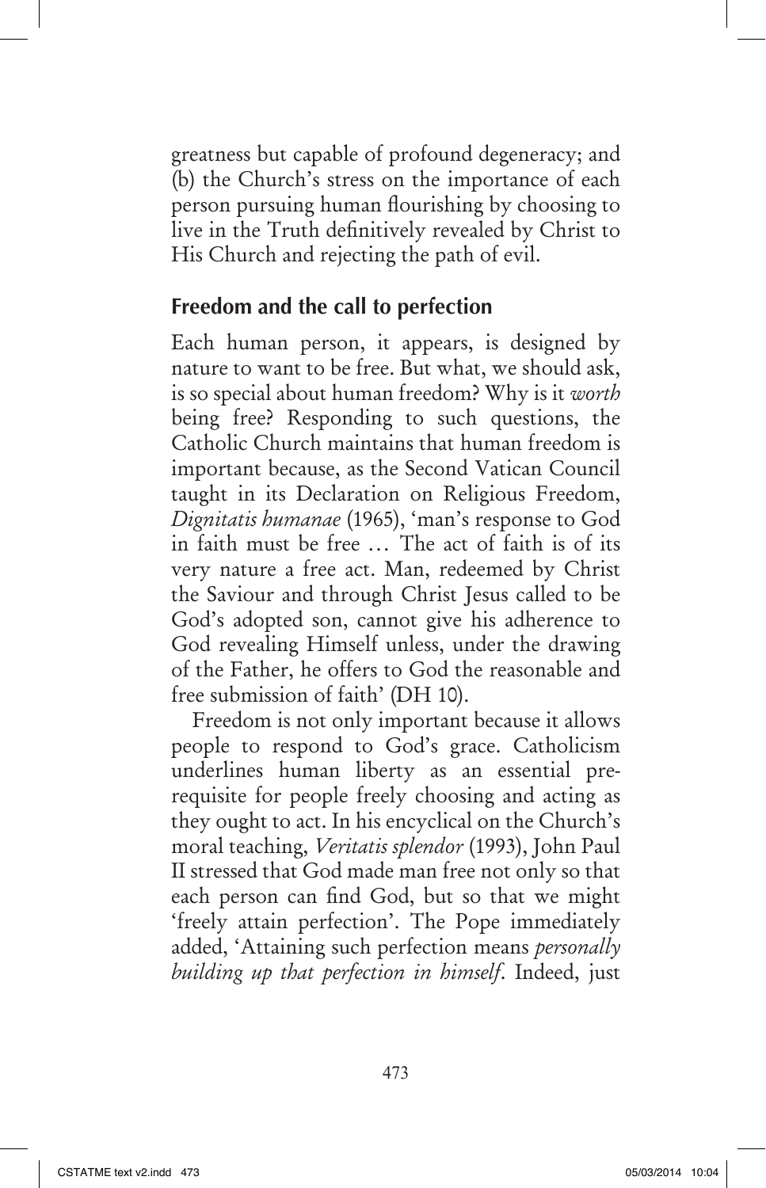greatness but capable of profound degeneracy; and (b) the Church's stress on the importance of each person pursuing human flourishing by choosing to live in the Truth definitively revealed by Christ to His Church and rejecting the path of evil.

## Freedom and the call to perfection

Each human person, it appears, is designed by nature to want to be free. But what, we should ask, is so special about human freedom? Why is it *worth* being free? Responding to such questions, the Catholic Church maintains that human freedom is important because, as the Second Vatican Council taught in its Declaration on Religious Freedom, *Dignitatis humanae* (1965), 'man's response to God in faith must be free … The act of faith is of its very nature a free act. Man, redeemed by Christ the Saviour and through Christ Jesus called to be God's adopted son, cannot give his adherence to God revealing Himself unless, under the drawing of the Father, he offers to God the reasonable and free submission of faith' (DH 10).

Freedom is not only important because it allows people to respond to God's grace. Catholicism underlines human liberty as an essential prerequisite for people freely choosing and acting as they ought to act. In his encyclical on the Church's moral teaching, *Veritatis splendor* (1993), John Paul II stressed that God made man free not only so that each person can find God, but so that we might 'freely attain perfection'. The Pope immediately added, 'Attaining such perfection means *personally building up that perfection in himself*. Indeed, just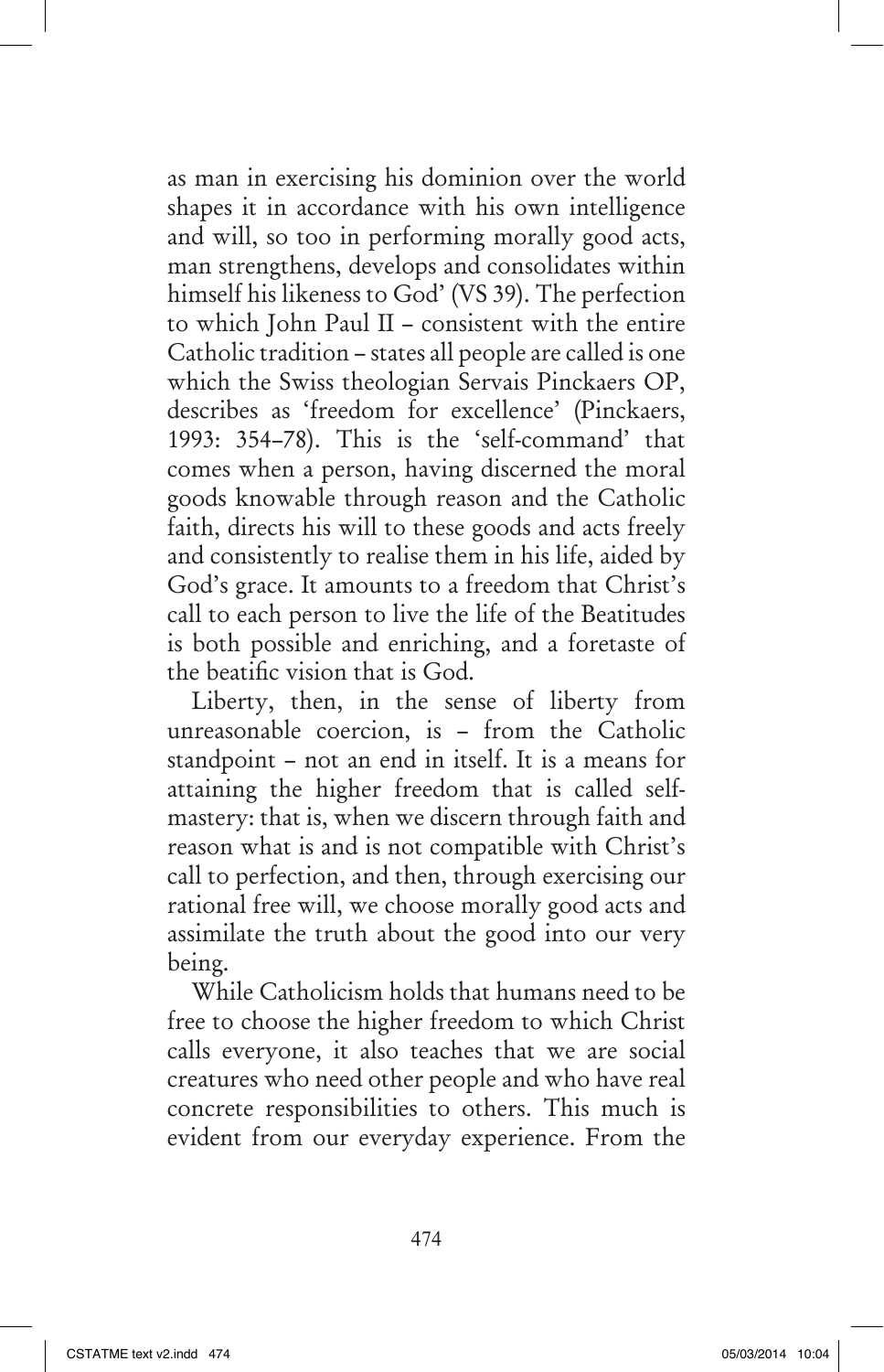as man in exercising his dominion over the world shapes it in accordance with his own intelligence and will, so too in performing morally good acts, man strengthens, develops and consolidates within himself his likeness to God' (VS 39). The perfection to which John Paul II – consistent with the entire Catholic tradition – states all people are called is one which the Swiss theologian Servais Pinckaers OP, describes as 'freedom for excellence' (Pinckaers, 1993: 354–78). This is the 'self-command' that comes when a person, having discerned the moral goods knowable through reason and the Catholic faith, directs his will to these goods and acts freely and consistently to realise them in his life, aided by God's grace. It amounts to a freedom that Christ's call to each person to live the life of the Beatitudes is both possible and enriching, and a foretaste of the beatific vision that is God.

Liberty, then, in the sense of liberty from unreasonable coercion, is – from the Catholic standpoint – not an end in itself. It is a means for attaining the higher freedom that is called self-mastery: that is, when we discern through faith and reason what is and is not compatible with Christ's call to perfection, and then, through exercising our rational free will, we choose morally good acts and assimilate the truth about the good into our very being.

While Catholicism holds that humans need to be free to choose the higher freedom to which Christ calls everyone, it also teaches that we are social creatures who need other people and who have real concrete responsibilities to others. This much is evident from our everyday experience. From the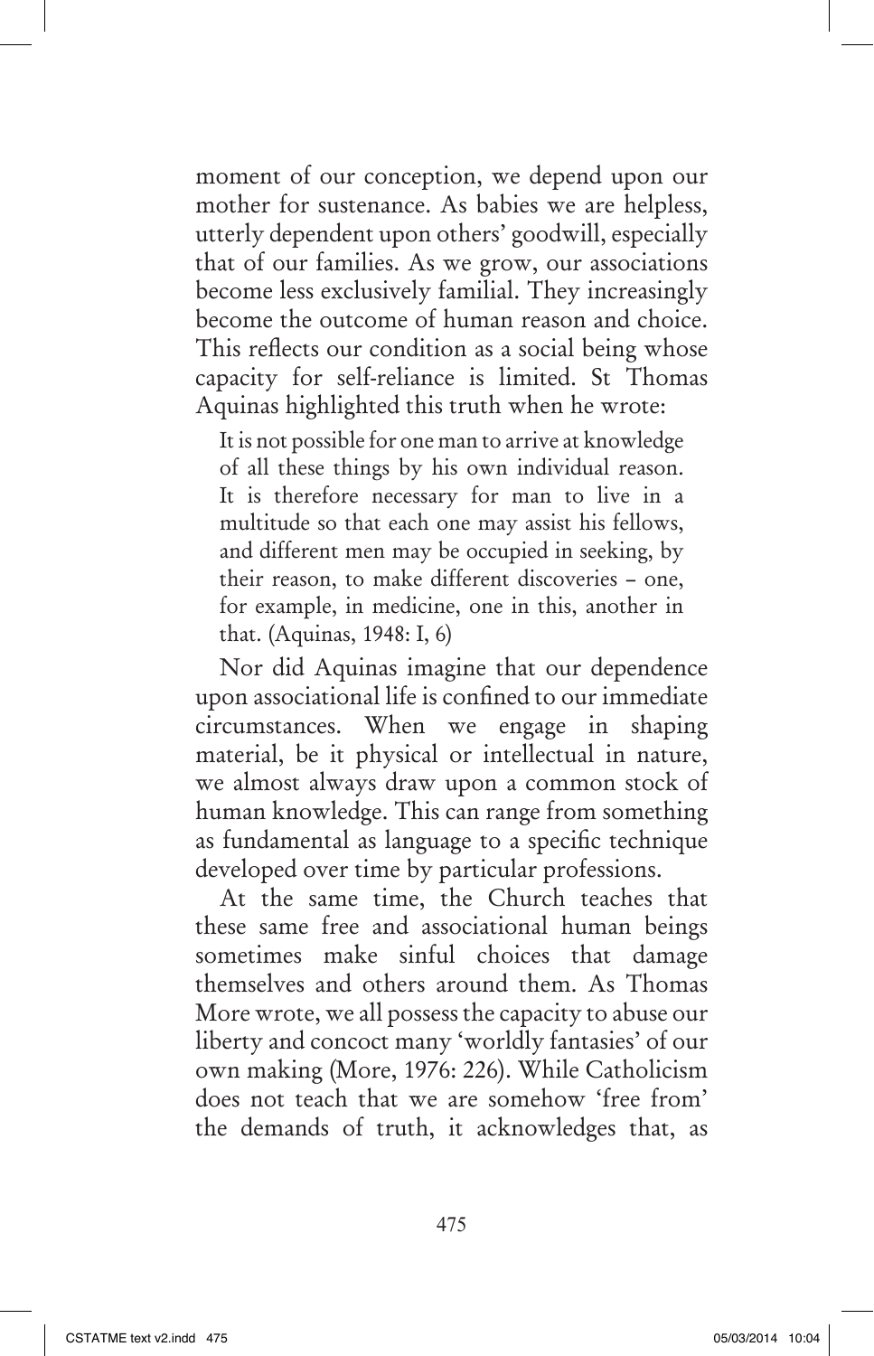moment of our conception, we depend upon our mother for sustenance. As babies we are helpless, utterly dependent upon others' goodwill, especially that of our families. As we grow, our associations become less exclusively familial. They increasingly become the outcome of human reason and choice. This reflects our condition as a social being whose capacity for self-reliance is limited. St Thomas Aquinas highlighted this truth when he wrote:

> It is not possible for one man to arrive at knowledge of all these things by his own individual reason. It is therefore necessary for man to live in a multitude so that each one may assist his fellows, and different men may be occupied in seeking, by their reason, to make different discoveries – one, for example, in medicine, one in this, another in that. (Aquinas, 1948: I, 6)

Nor did Aquinas imagine that our dependence upon associational life is confined to our immediate circumstances. When we engage in shaping material, be it physical or intellectual in nature, we almost always draw upon a common stock of human knowledge. This can range from something as fundamental as language to a specific technique developed over time by particular professions.

At the same time, the Church teaches that these same free and associational human beings sometimes make sinful choices that damage themselves and others around them. As Thomas More wrote, we all possess the capacity to abuse our liberty and concoct many 'worldly fantasies' of our own making (More, 1976: 226). While Catholicism does not teach that we are somehow 'free from' the demands of truth, it acknowledges that, as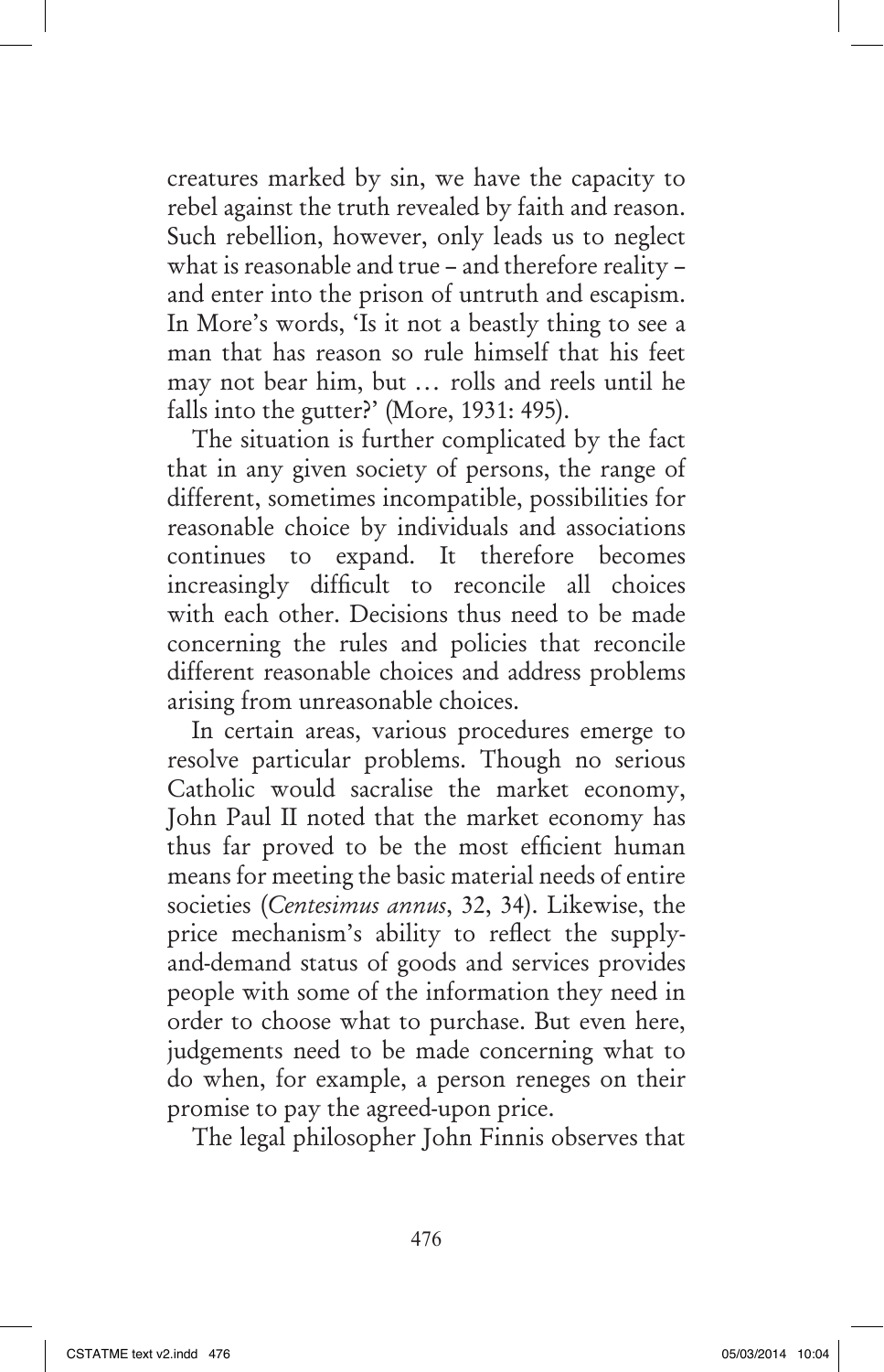creatures marked by sin, we have the capacity to rebel against the truth revealed by faith and reason. Such rebellion, however, only leads us to neglect what is reasonable and true – and therefore reality – and enter into the prison of untruth and escapism. In More's words, 'Is it not a beastly thing to see a man that has reason so rule himself that his feet may not bear him, but … rolls and reels until he falls into the gutter?' (More, 1931: 495).

The situation is further complicated by the fact that in any given society of persons, the range of different, sometimes incompatible, possibilities for reasonable choice by individuals and associations continues to expand. It therefore becomes increasingly difficult to reconcile all choices with each other. Decisions thus need to be made concerning the rules and policies that reconcile different reasonable choices and address problems arising from unreasonable choices.

In certain areas, various procedures emerge to resolve particular problems. Though no serious Catholic would sacralise the market economy, John Paul II noted that the market economy has thus far proved to be the most efficient human means for meeting the basic material needs of entire societies (*Centesimus annus*, 32, 34). Likewise, the price mechanism's ability to reflect the supply-and-demand status of goods and services provides people with some of the information they need in order to choose what to purchase. But even here, judgements need to be made concerning what to do when, for example, a person reneges on their promise to pay the agreed-upon price.

The legal philosopher John Finnis observes that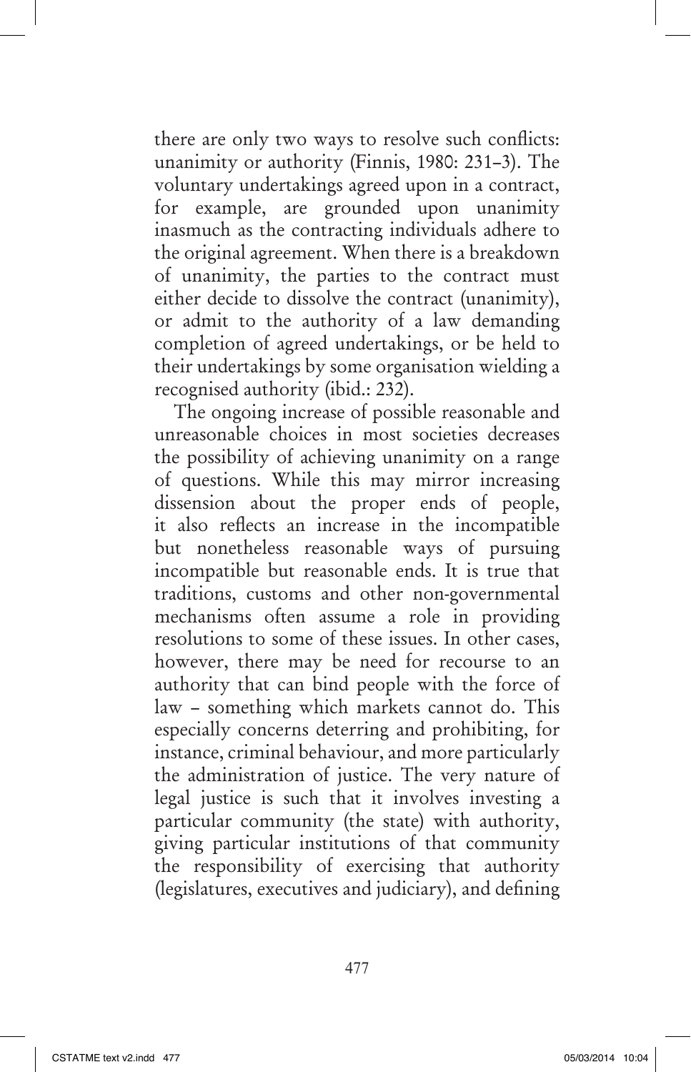there are only two ways to resolve such conflicts: unanimity or authority (Finnis, 1980: 231–3). The voluntary undertakings agreed upon in a contract, for example, are grounded upon unanimity inasmuch as the contracting individuals adhere to the original agreement. When there is a breakdown of unanimity, the parties to the contract must either decide to dissolve the contract (unanimity), or admit to the authority of a law demanding completion of agreed undertakings, or be held to their undertakings by some organisation wielding a recognised authority (ibid.: 232).

The ongoing increase of possible reasonable and unreasonable choices in most societies decreases the possibility of achieving unanimity on a range of questions. While this may mirror increasing dissension about the proper ends of people, it also reflects an increase in the incompatible but nonetheless reasonable ways of pursuing incompatible but reasonable ends. It is true that traditions, customs and other non-governmental mechanisms often assume a role in providing resolutions to some of these issues. In other cases, however, there may be need for recourse to an authority that can bind people with the force of law – something which markets cannot do. This especially concerns deterring and prohibiting, for instance, criminal behaviour, and more particularly the administration of justice. The very nature of legal justice is such that it involves investing a particular community (the state) with authority, giving particular institutions of that community the responsibility of exercising that authority (legislatures, executives and judiciary), and defining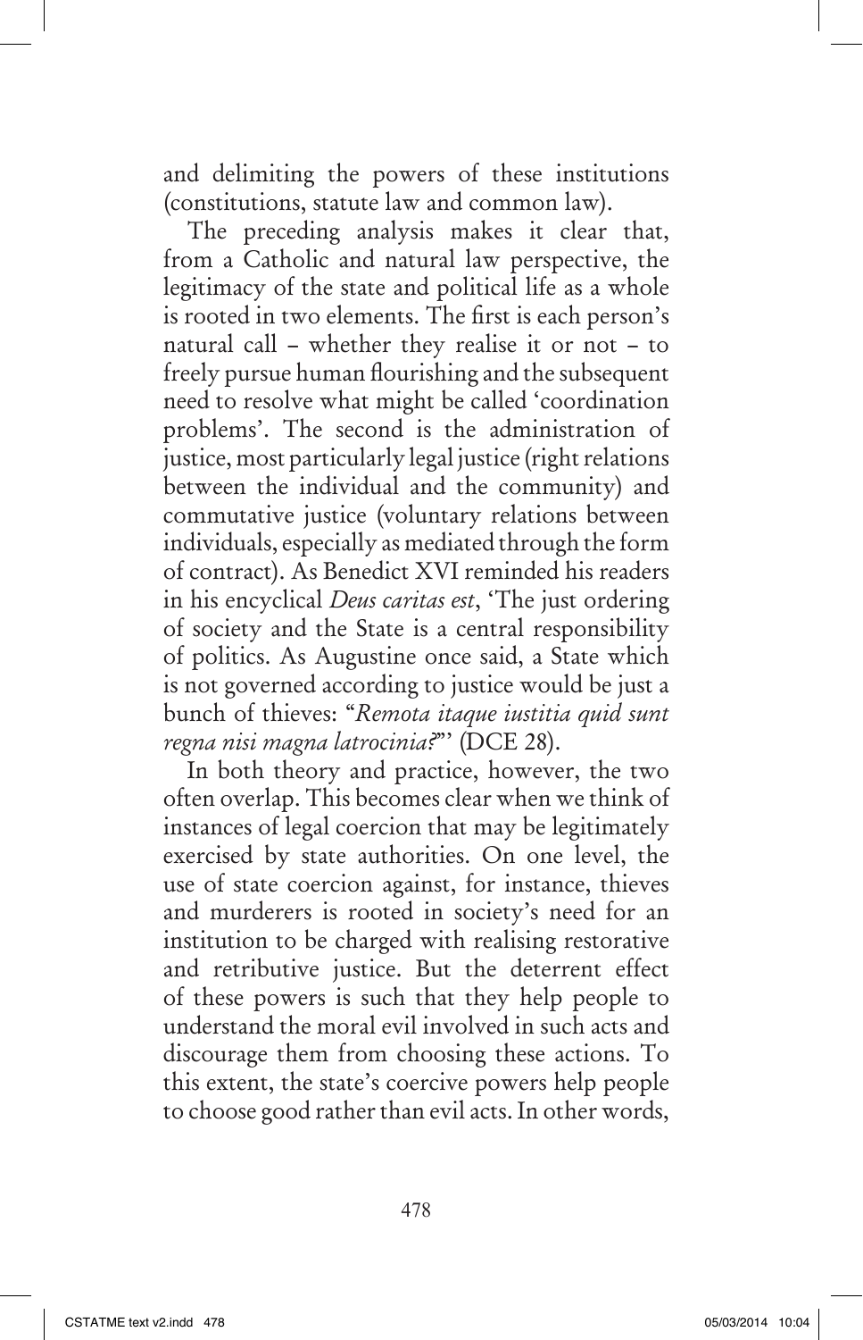and delimiting the powers of these institutions (constitutions, statute law and common law).

The preceding analysis makes it clear that, from a Catholic and natural law perspective, the legitimacy of the state and political life as a whole is rooted in two elements. The first is each person's natural call – whether they realise it or not – to freely pursue human flourishing and the subsequent need to resolve what might be called 'coordination problems'. The second is the administration of justice, most particularly legal justice (right relations between the individual and the community) and commutative justice (voluntary relations between individuals, especially as mediated through the form of contract). As Benedict XVI reminded his readers in his encyclical *Deus caritas est*, 'The just ordering of society and the State is a central responsibility of politics. As Augustine once said, a State which is not governed according to justice would be just a bunch of thieves: "*Remota itaque iustitia quid sunt regna nisi magna latrocinia?*"' (DCE 28).

In both theory and practice, however, the two often overlap. This becomes clear when we think of instances of legal coercion that may be legitimately exercised by state authorities. On one level, the use of state coercion against, for instance, thieves and murderers is rooted in society's need for an institution to be charged with realising restorative and retributive justice. But the deterrent effect of these powers is such that they help people to understand the moral evil involved in such acts and discourage them from choosing these actions. To this extent, the state's coercive powers help people to choose good rather than evil acts. In other words,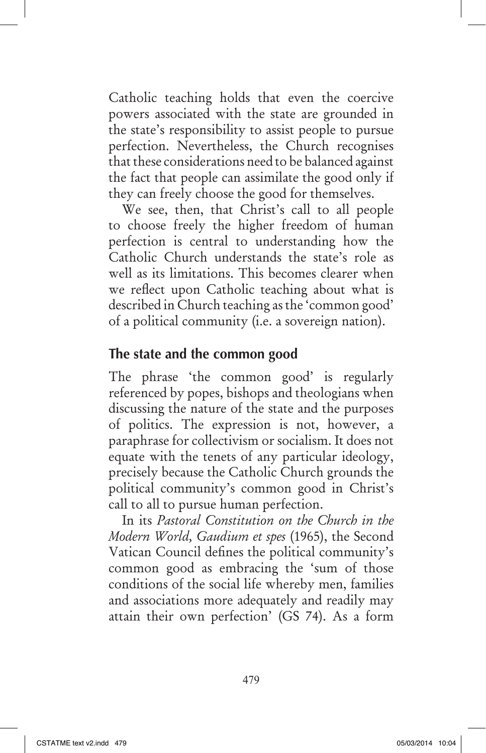Catholic teaching holds that even the coercive powers associated with the state are grounded in the state's responsibility to assist people to pursue perfection. Nevertheless, the Church recognises that these considerations need to be balanced against the fact that people can assimilate the good only if they can freely choose the good for themselves.

We see, then, that Christ's call to all people to choose freely the higher freedom of human perfection is central to understanding how the Catholic Church understands the state's role as well as its limitations. This becomes clearer when we reflect upon Catholic teaching about what is described in Church teaching as the 'common good' of a political community (i.e. a sovereign nation).

## The state and the common good

The phrase 'the common good' is regularly referenced by popes, bishops and theologians when discussing the nature of the state and the purposes of politics. The expression is not, however, a paraphrase for collectivism or socialism. It does not equate with the tenets of any particular ideology, precisely because the Catholic Church grounds the political community's common good in Christ's call to all to pursue human perfection.

In its *Pastoral Constitution on the Church in the Modern World, Gaudium et spes* (1965), the Second Vatican Council defines the political community's common good as embracing the 'sum of those conditions of the social life whereby men, families and associations more adequately and readily may attain their own perfection' (GS 74). As a form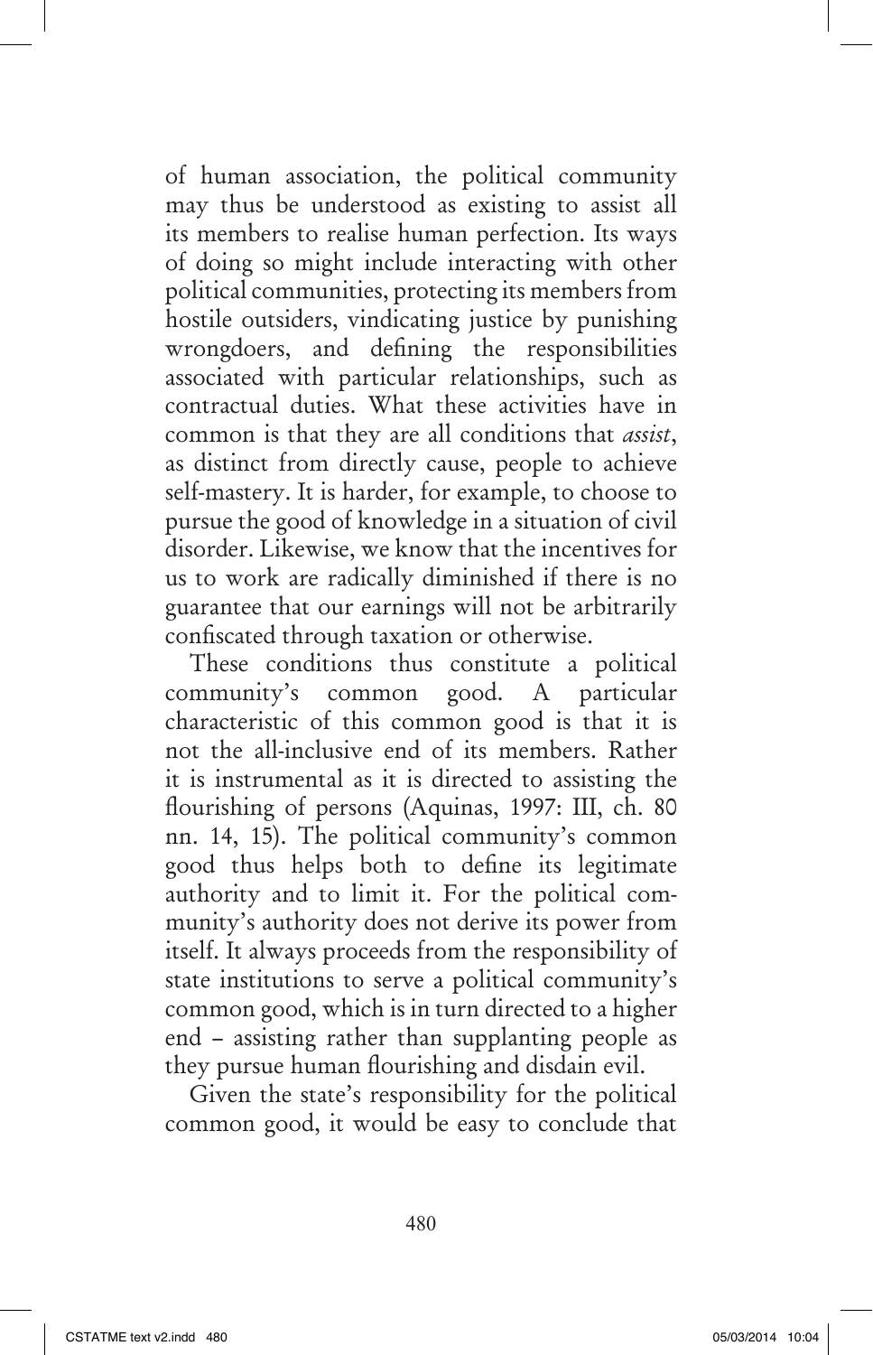of human association, the political community may thus be understood as existing to assist all its members to realise human perfection. Its ways of doing so might include interacting with other political communities, protecting its members from hostile outsiders, vindicating justice by punishing wrongdoers, and defining the responsibilities associated with particular relationships, such as contractual duties. What these activities have in common is that they are all conditions that *assist*, as distinct from directly cause, people to achieve self-mastery. It is harder, for example, to choose to pursue the good of knowledge in a situation of civil disorder. Likewise, we know that the incentives for us to work are radically diminished if there is no guarantee that our earnings will not be arbitrarily confiscated through taxation or otherwise.

These conditions thus constitute a political community's common good. A particular characteristic of this common good is that it is not the all-inclusive end of its members. Rather it is instrumental as it is directed to assisting the flourishing of persons (Aquinas, 1997: III, ch. 80 nn. 14, 15). The political community's common good thus helps both to define its legitimate authority and to limit it. For the political community's authority does not derive its power from itself. It always proceeds from the responsibility of state institutions to serve a political community's common good, which is in turn directed to a higher end – assisting rather than supplanting people as they pursue human flourishing and disdain evil.

Given the state's responsibility for the political common good, it would be easy to conclude that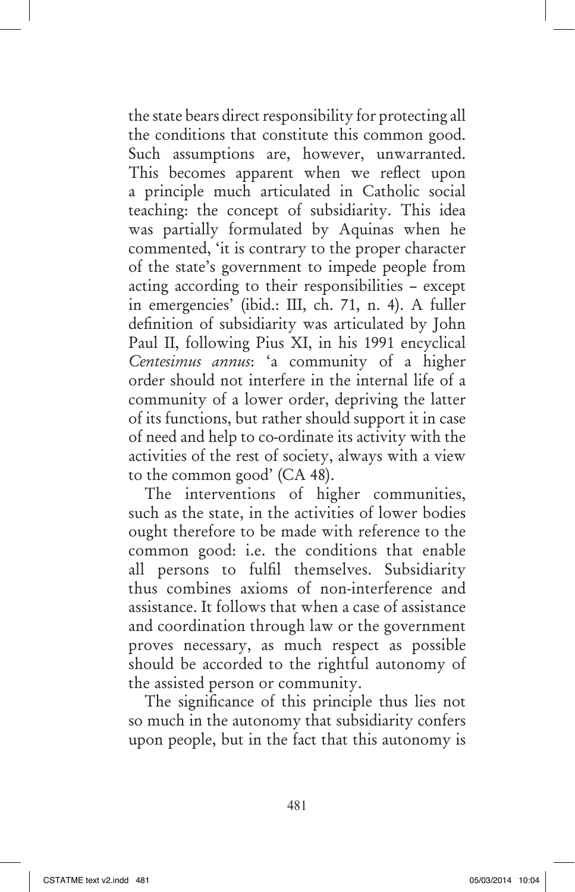the state bears direct responsibility for protecting all the conditions that constitute this common good. Such assumptions are, however, unwarranted. This becomes apparent when we reflect upon a principle much articulated in Catholic social teaching: the concept of subsidiarity. This idea was partially formulated by Aquinas when he commented, 'it is contrary to the proper character of the state's government to impede people from acting according to their responsibilities – except in emergencies' (ibid.: III, ch. 71, n. 4). A fuller definition of subsidiarity was articulated by John Paul II, following Pius XI, in his 1991 encyclical *Centesimus annus*: 'a community of a higher order should not interfere in the internal life of a community of a lower order, depriving the latter of its functions, but rather should support it in case of need and help to co-ordinate its activity with the activities of the rest of society, always with a view to the common good' (CA 48).

The interventions of higher communities, such as the state, in the activities of lower bodies ought therefore to be made with reference to the common good: i.e. the conditions that enable all persons to fulfil themselves. Subsidiarity thus combines axioms of non-interference and assistance. It follows that when a case of assistance and coordination through law or the government proves necessary, as much respect as possible should be accorded to the rightful autonomy of the assisted person or community.

The significance of this principle thus lies not so much in the autonomy that subsidiarity confers upon people, but in the fact that this autonomy is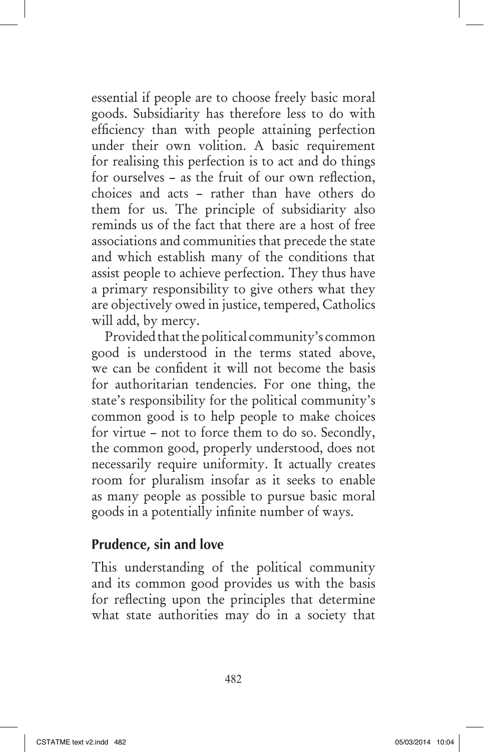essential if people are to choose freely basic moral goods. Subsidiarity has therefore less to do with efficiency than with people attaining perfection under their own volition. A basic requirement for realising this perfection is to act and do things for ourselves – as the fruit of our own reflection, choices and acts – rather than have others do them for us. The principle of subsidiarity also reminds us of the fact that there are a host of free associations and communities that precede the state and which establish many of the conditions that assist people to achieve perfection. They thus have a primary responsibility to give others what they are objectively owed in justice, tempered, Catholics will add, by mercy.

Provided that the political community's common good is understood in the terms stated above, we can be confident it will not become the basis for authoritarian tendencies. For one thing, the state's responsibility for the political community's common good is to help people to make choices for virtue – not to force them to do so. Secondly, the common good, properly understood, does not necessarily require uniformity. It actually creates room for pluralism insofar as it seeks to enable as many people as possible to pursue basic moral goods in a potentially infinite number of ways.

## Prudence, sin and love

This understanding of the political community and its common good provides us with the basis for reflecting upon the principles that determine what state authorities may do in a society that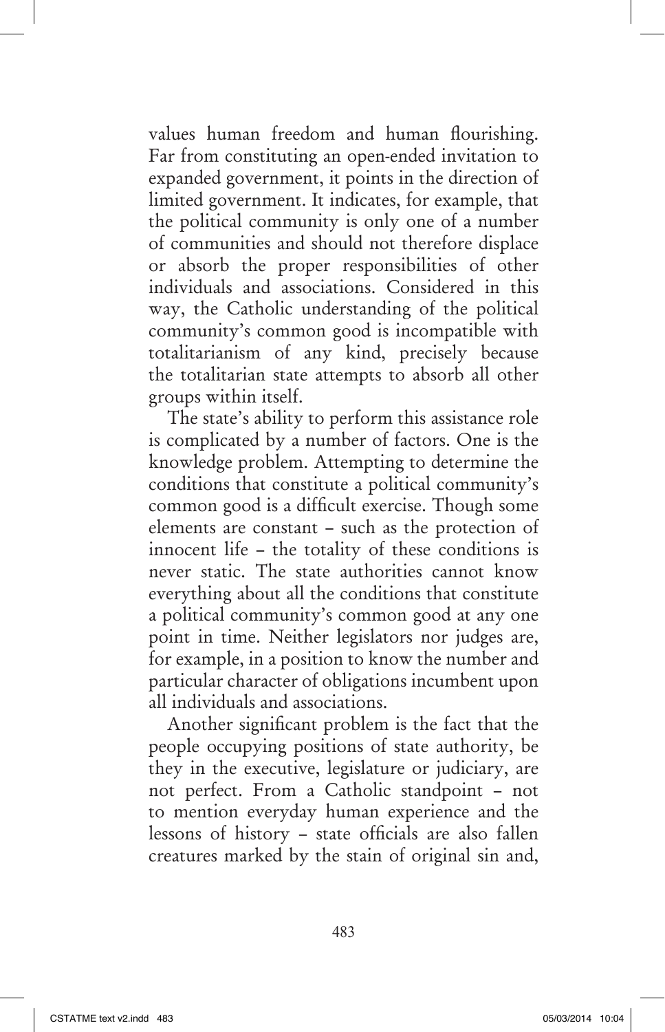values human freedom and human flourishing. Far from constituting an open-ended invitation to expanded government, it points in the direction of limited government. It indicates, for example, that the political community is only one of a number of communities and should not therefore displace or absorb the proper responsibilities of other individuals and associations. Considered in this way, the Catholic understanding of the political community's common good is incompatible with totalitarianism of any kind, precisely because the totalitarian state attempts to absorb all other groups within itself.

The state's ability to perform this assistance role is complicated by a number of factors. One is the knowledge problem. Attempting to determine the conditions that constitute a political community's common good is a difficult exercise. Though some elements are constant – such as the protection of innocent life – the totality of these conditions is never static. The state authorities cannot know everything about all the conditions that constitute a political community's common good at any one point in time. Neither legislators nor judges are, for example, in a position to know the number and particular character of obligations incumbent upon all individuals and associations.

Another significant problem is the fact that the people occupying positions of state authority, be they in the executive, legislature or judiciary, are not perfect. From a Catholic standpoint – not to mention everyday human experience and the lessons of history – state officials are also fallen creatures marked by the stain of original sin and,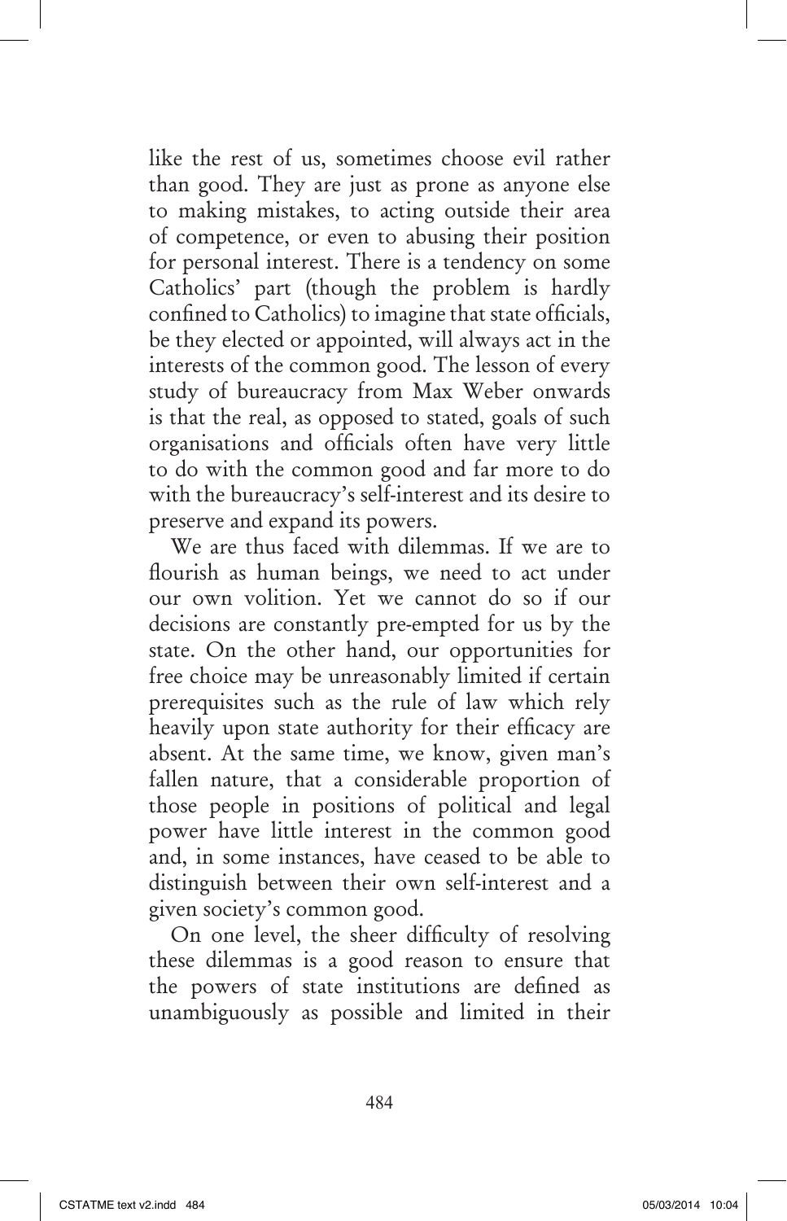like the rest of us, sometimes choose evil rather than good. They are just as prone as anyone else to making mistakes, to acting outside their area of competence, or even to abusing their position for personal interest. There is a tendency on some Catholics' part (though the problem is hardly confined to Catholics) to imagine that state officials, be they elected or appointed, will always act in the interests of the common good. The lesson of every study of bureaucracy from Max Weber onwards is that the real, as opposed to stated, goals of such organisations and officials often have very little to do with the common good and far more to do with the bureaucracy's self-interest and its desire to preserve and expand its powers.

We are thus faced with dilemmas. If we are to flourish as human beings, we need to act under our own volition. Yet we cannot do so if our decisions are constantly pre-empted for us by the state. On the other hand, our opportunities for free choice may be unreasonably limited if certain prerequisites such as the rule of law which rely heavily upon state authority for their efficacy are absent. At the same time, we know, given man's fallen nature, that a considerable proportion of those people in positions of political and legal power have little interest in the common good and, in some instances, have ceased to be able to distinguish between their own self-interest and a given society's common good.

On one level, the sheer difficulty of resolving these dilemmas is a good reason to ensure that the powers of state institutions are defined as unambiguously as possible and limited in their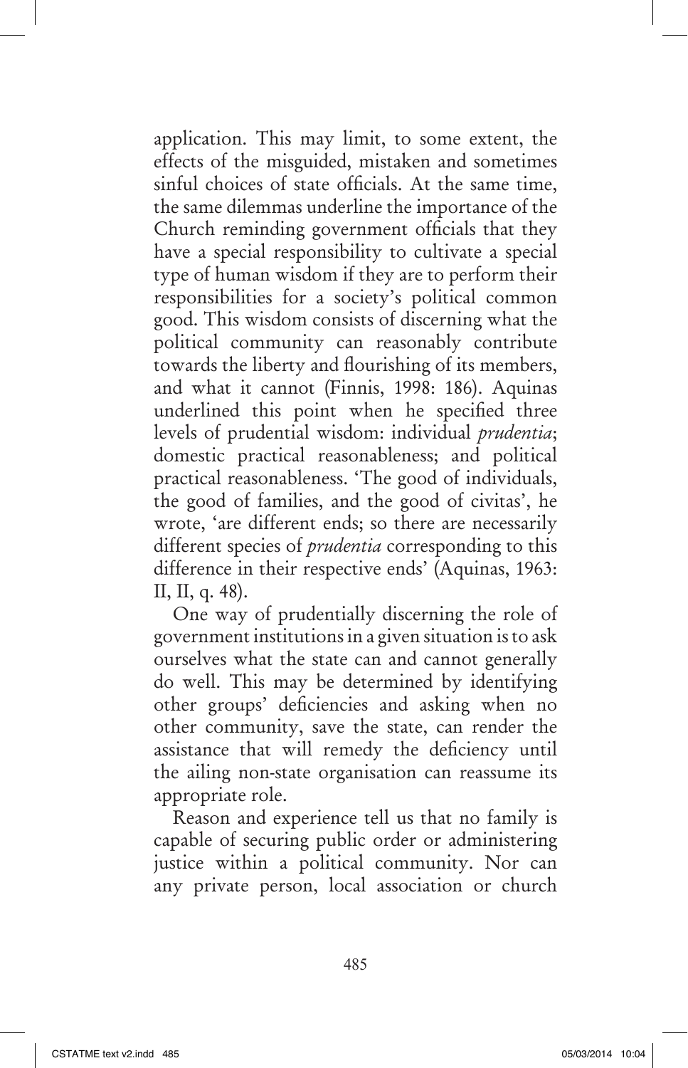application. This may limit, to some extent, the effects of the misguided, mistaken and sometimes sinful choices of state officials. At the same time, the same dilemmas underline the importance of the Church reminding government officials that they have a special responsibility to cultivate a special type of human wisdom if they are to perform their responsibilities for a society's political common good. This wisdom consists of discerning what the political community can reasonably contribute towards the liberty and flourishing of its members, and what it cannot (Finnis, 1998: 186). Aquinas underlined this point when he specified three levels of prudential wisdom: individual *prudentia*; domestic practical reasonableness; and political practical reasonableness. 'The good of individuals, the good of families, and the good of civitas', he wrote, 'are different ends; so there are necessarily different species of *prudentia* corresponding to this difference in their respective ends' (Aquinas, 1963: II, II, q. 48).

One way of prudentially discerning the role of government institutions in a given situation is to ask ourselves what the state can and cannot generally do well. This may be determined by identifying other groups' deficiencies and asking when no other community, save the state, can render the assistance that will remedy the deficiency until the ailing non-state organisation can reassume its appropriate role.

Reason and experience tell us that no family is capable of securing public order or administering justice within a political community. Nor can any private person, local association or church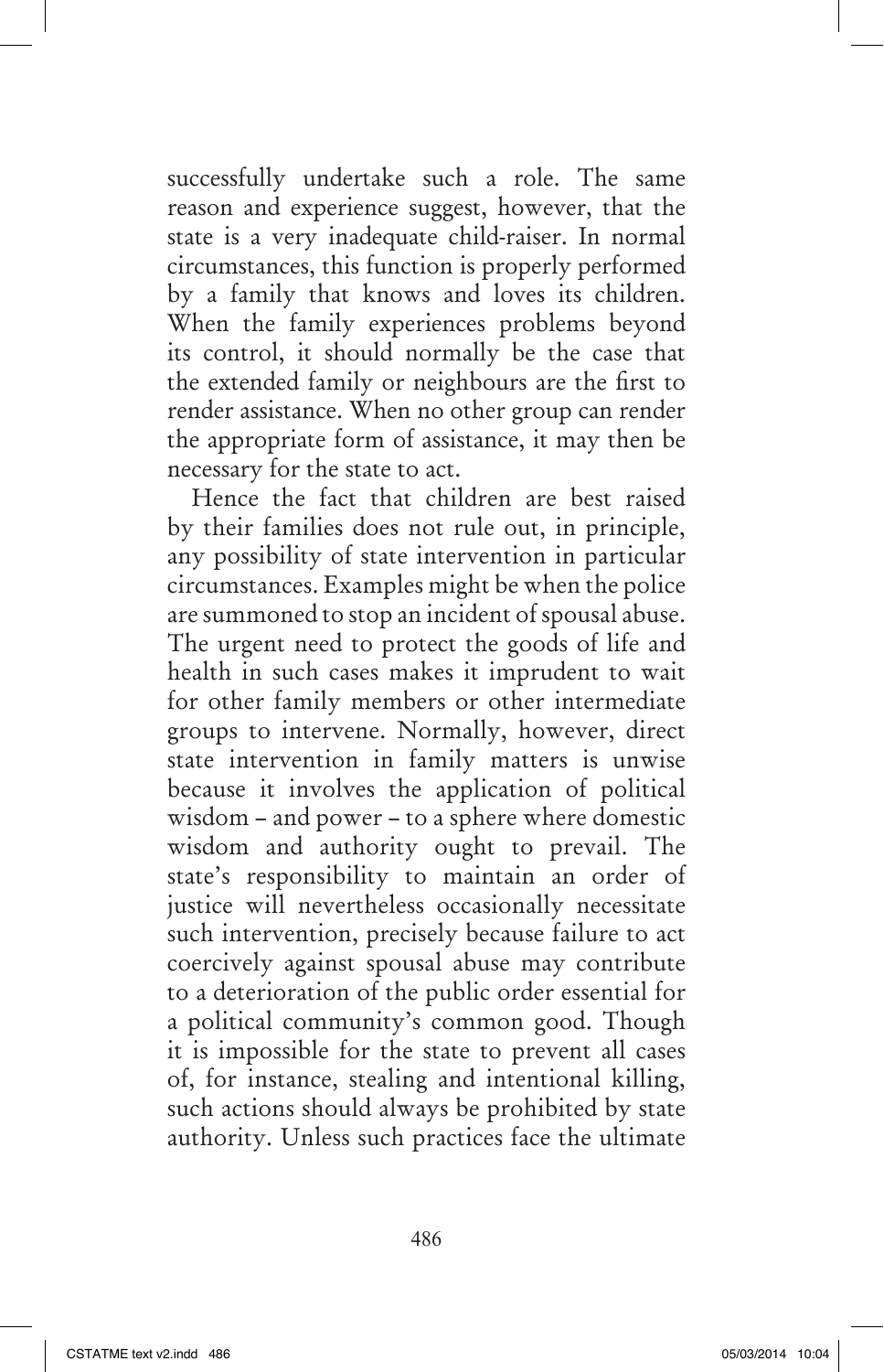successfully undertake such a role. The same reason and experience suggest, however, that the state is a very inadequate child-raiser. In normal circumstances, this function is properly performed by a family that knows and loves its children. When the family experiences problems beyond its control, it should normally be the case that the extended family or neighbours are the first to render assistance. When no other group can render the appropriate form of assistance, it may then be necessary for the state to act.

Hence the fact that children are best raised by their families does not rule out, in principle, any possibility of state intervention in particular circumstances. Examples might be when the police are summoned to stop an incident of spousal abuse. The urgent need to protect the goods of life and health in such cases makes it imprudent to wait for other family members or other intermediate groups to intervene. Normally, however, direct state intervention in family matters is unwise because it involves the application of political wisdom – and power – to a sphere where domestic wisdom and authority ought to prevail. The state's responsibility to maintain an order of justice will nevertheless occasionally necessitate such intervention, precisely because failure to act coercively against spousal abuse may contribute to a deterioration of the public order essential for a political community's common good. Though it is impossible for the state to prevent all cases of, for instance, stealing and intentional killing, such actions should always be prohibited by state authority. Unless such practices face the ultimate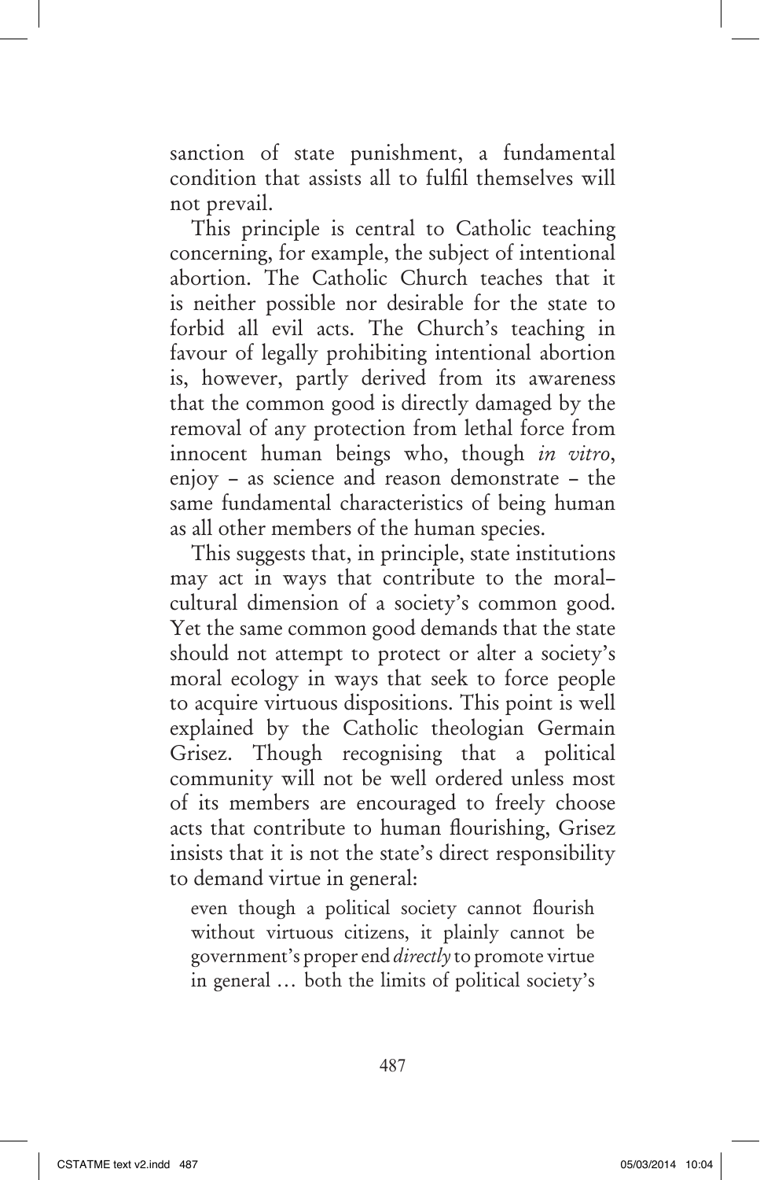sanction of state punishment, a fundamental condition that assists all to fulfil themselves will not prevail.

This principle is central to Catholic teaching concerning, for example, the subject of intentional abortion. The Catholic Church teaches that it is neither possible nor desirable for the state to forbid all evil acts. The Church's teaching in favour of legally prohibiting intentional abortion is, however, partly derived from its awareness that the common good is directly damaged by the removal of any protection from lethal force from innocent human beings who, though *in vitro*, enjoy – as science and reason demonstrate – the same fundamental characteristics of being human as all other members of the human species.

This suggests that, in principle, state institutions may act in ways that contribute to the moral–cultural dimension of a society's common good. Yet the same common good demands that the state should not attempt to protect or alter a society's moral ecology in ways that seek to force people to acquire virtuous dispositions. This point is well explained by the Catholic theologian Germain Grisez. Though recognising that a political community will not be well ordered unless most of its members are encouraged to freely choose acts that contribute to human flourishing, Grisez insists that it is not the state's direct responsibility to demand virtue in general:

> even though a political society cannot flourish without virtuous citizens, it plainly cannot be government's proper end *directly* to promote virtue in general … both the limits of political society's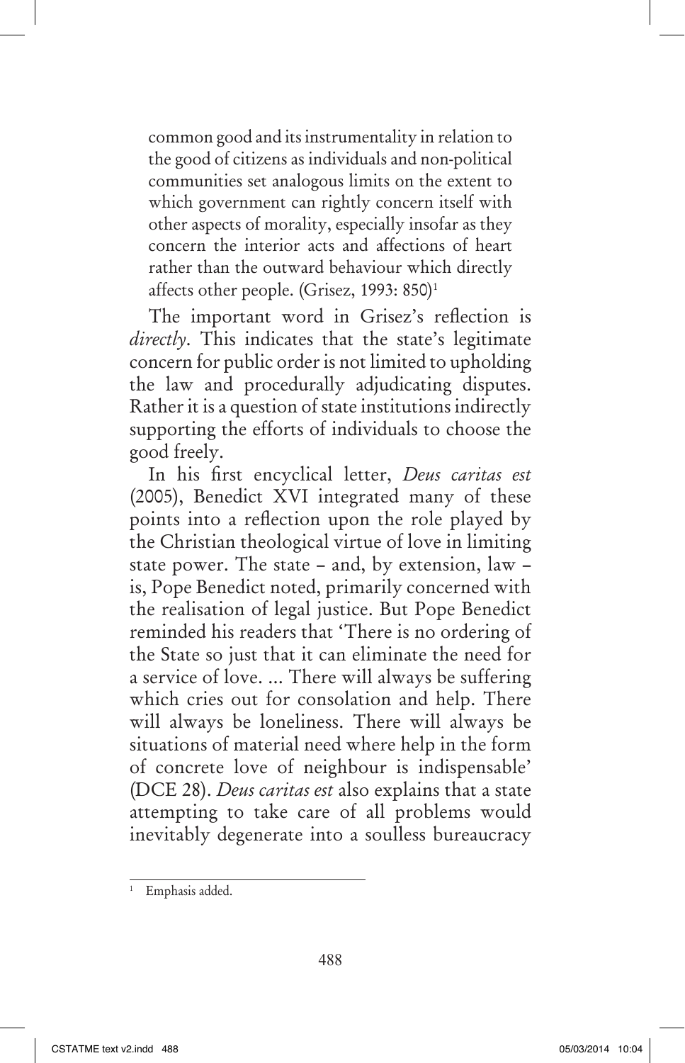common good and its instrumentality in relation to the good of citizens as individuals and non-political communities set analogous limits on the extent to which government can rightly concern itself with other aspects of morality, especially insofar as they concern the interior acts and affections of heart rather than the outward behaviour which directly affects other people. (Grisez, 1993: 850)[1]

The important word in Grisez's reflection is *directly*. This indicates that the state's legitimate concern for public order is not limited to upholding the law and procedurally adjudicating disputes. Rather it is a question of state institutions indirectly supporting the efforts of individuals to choose the good freely.

In his first encyclical letter, *Deus caritas est* (2005), Benedict XVI integrated many of these points into a reflection upon the role played by the Christian theological virtue of love in limiting state power. The state – and, by extension, law – is, Pope Benedict noted, primarily concerned with the realisation of legal justice. But Pope Benedict reminded his readers that 'There is no ordering of the State so just that it can eliminate the need for a service of love. ... There will always be suffering which cries out for consolation and help. There will always be loneliness. There will always be situations of material need where help in the form of concrete love of neighbour is indispensable' (DCE 28). *Deus caritas est* also explains that a state attempting to take care of all problems would inevitably degenerate into a soulless bureaucracy

---

[1] Emphasis added.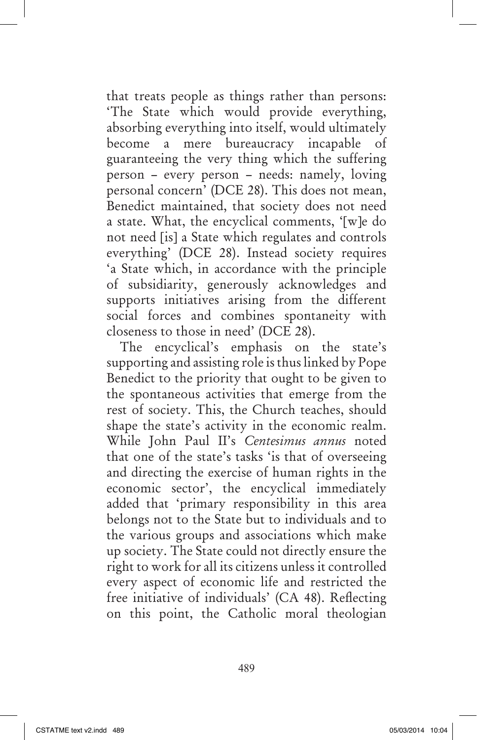that treats people as things rather than persons: 'The State which would provide everything, absorbing everything into itself, would ultimately become a mere bureaucracy incapable of guaranteeing the very thing which the suffering person – every person – needs: namely, loving personal concern' (DCE 28). This does not mean, Benedict maintained, that society does not need a state. What, the encyclical comments, '[w]e do not need [is] a State which regulates and controls everything' (DCE 28). Instead society requires 'a State which, in accordance with the principle of subsidiarity, generously acknowledges and supports initiatives arising from the different social forces and combines spontaneity with closeness to those in need' (DCE 28).

The encyclical's emphasis on the state's supporting and assisting role is thus linked by Pope Benedict to the priority that ought to be given to the spontaneous activities that emerge from the rest of society. This, the Church teaches, should shape the state's activity in the economic realm. While John Paul II's *Centesimus annus* noted that one of the state's tasks 'is that of overseeing and directing the exercise of human rights in the economic sector', the encyclical immediately added that 'primary responsibility in this area belongs not to the State but to individuals and to the various groups and associations which make up society. The State could not directly ensure the right to work for all its citizens unless it controlled every aspect of economic life and restricted the free initiative of individuals' (CA 48). Reflecting on this point, the Catholic moral theologian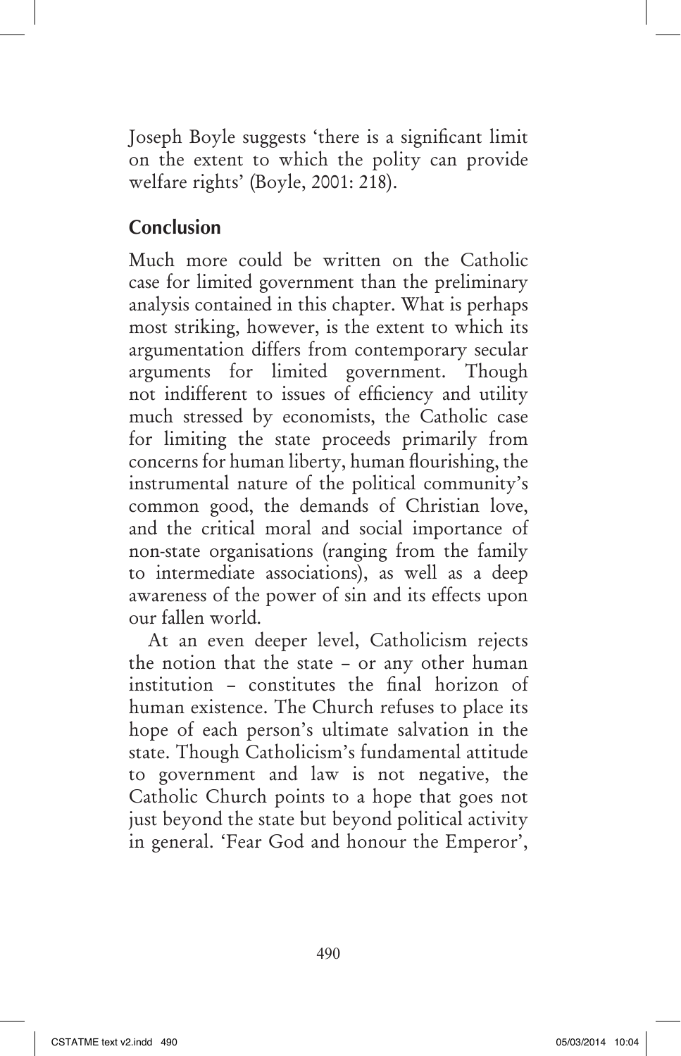Joseph Boyle suggests 'there is a significant limit on the extent to which the polity can provide welfare rights' (Boyle, 2001: 218).

## Conclusion

Much more could be written on the Catholic case for limited government than the preliminary analysis contained in this chapter. What is perhaps most striking, however, is the extent to which its argumentation differs from contemporary secular arguments for limited government. Though not indifferent to issues of efficiency and utility much stressed by economists, the Catholic case for limiting the state proceeds primarily from concerns for human liberty, human flourishing, the instrumental nature of the political community's common good, the demands of Christian love, and the critical moral and social importance of non-state organisations (ranging from the family to intermediate associations), as well as a deep awareness of the power of sin and its effects upon our fallen world.

At an even deeper level, Catholicism rejects the notion that the state – or any other human institution – constitutes the final horizon of human existence. The Church refuses to place its hope of each person's ultimate salvation in the state. Though Catholicism's fundamental attitude to government and law is not negative, the Catholic Church points to a hope that goes not just beyond the state but beyond political activity in general. 'Fear God and honour the Emperor',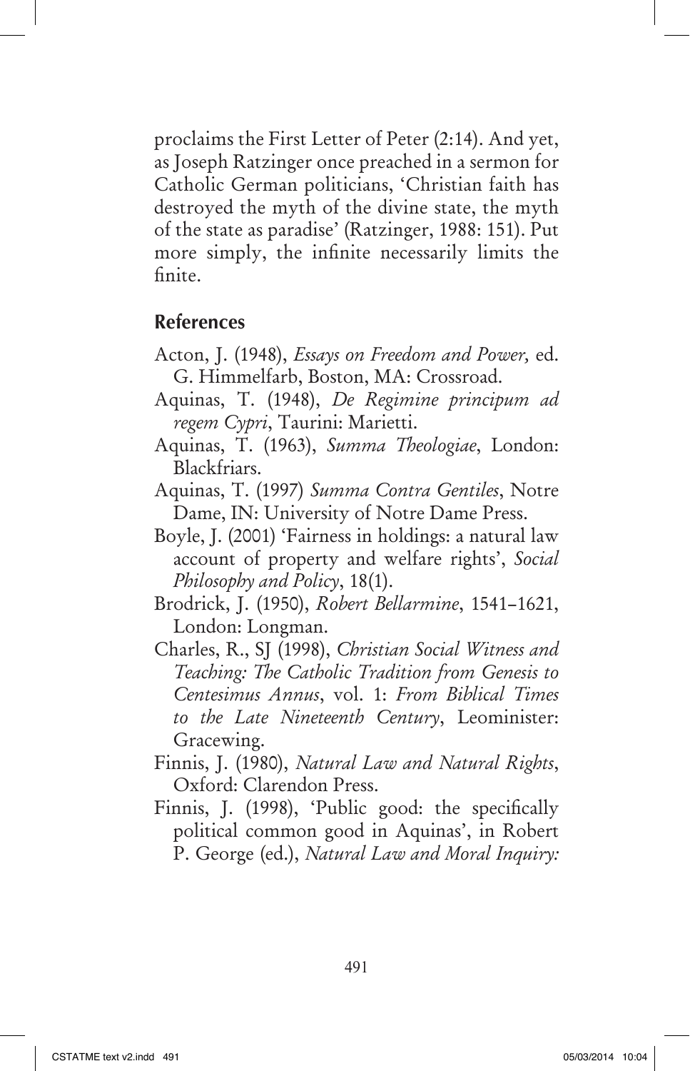proclaims the First Letter of Peter (2:14). And yet, as Joseph Ratzinger once preached in a sermon for Catholic German politicians, 'Christian faith has destroyed the myth of the divine state, the myth of the state as paradise' (Ratzinger, 1988: 151). Put more simply, the infinite necessarily limits the finite.

## References

Acton, J. (1948), *Essays on Freedom and Power,* ed. G. Himmelfarb, Boston, MA: Crossroad.

Aquinas, T. (1948), *De Regimine principum ad regem Cypri*, Taurini: Marietti.

Aquinas, T. (1963), *Summa Theologiae*, London: Blackfriars.

Aquinas, T. (1997) *Summa Contra Gentiles*, Notre Dame, IN: University of Notre Dame Press.

Boyle, J. (2001) 'Fairness in holdings: a natural law account of property and welfare rights', *Social Philosophy and Policy*, 18(1).

Brodrick, J. (1950), *Robert Bellarmine*, 1541–1621, London: Longman.

Charles, R., SJ (1998), *Christian Social Witness and Teaching: The Catholic Tradition from Genesis to Centesimus Annus*, vol. 1: *From Biblical Times to the Late Nineteenth Century*, Leominister: Gracewing.

Finnis, J. (1980), *Natural Law and Natural Rights*, Oxford: Clarendon Press.

Finnis, J. (1998), 'Public good: the specifically political common good in Aquinas', in Robert P. George (ed.), *Natural Law and Moral Inquiry:*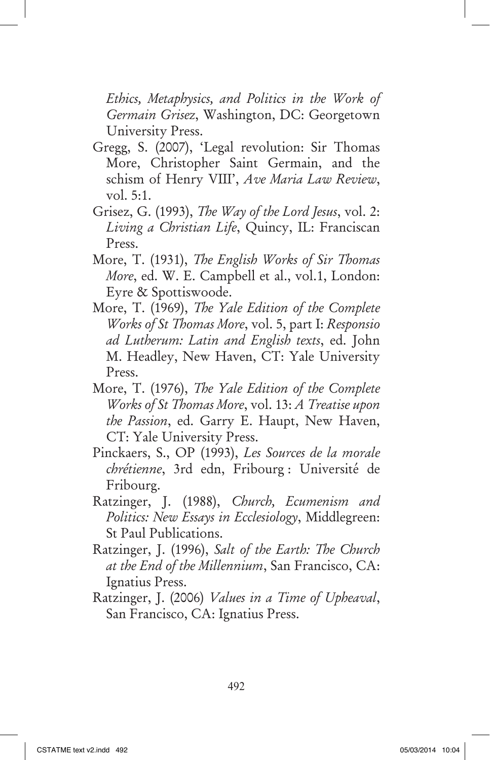*Ethics, Metaphysics, and Politics in the Work of Germain Grisez*, Washington, DC: Georgetown University Press.

Gregg, S. (2007), 'Legal revolution: Sir Thomas More, Christopher Saint Germain, and the schism of Henry VIII', *Ave Maria Law Review*, vol. 5:1.

Grisez, G. (1993), *The Way of the Lord Jesus*, vol. 2: *Living a Christian Life*, Quincy, IL: Franciscan Press.

More, T. (1931), *The English Works of Sir Thomas More*, ed. W. E. Campbell et al., vol.1, London: Eyre & Spottiswoode.

More, T. (1969), *The Yale Edition of the Complete Works of St Thomas More*, vol. 5, part I: *Responsio ad Lutherum: Latin and English texts*, ed. John M. Headley, New Haven, CT: Yale University Press.

More, T. (1976), *The Yale Edition of the Complete Works of St Thomas More*, vol. 13: *A Treatise upon the Passion*, ed. Garry E. Haupt, New Haven, CT: Yale University Press.

Pinckaers, S., OP (1993), *Les Sources de la morale chrétienne*, 3rd edn, Fribourg : Université de Fribourg.

Ratzinger, J. (1988), *Church, Ecumenism and Politics: New Essays in Ecclesiology*, Middlegreen: St Paul Publications.

Ratzinger, J. (1996), *Salt of the Earth: The Church at the End of the Millennium*, San Francisco, CA: Ignatius Press.

Ratzinger, J. (2006) *Values in a Time of Upheaval*, San Francisco, CA: Ignatius Press.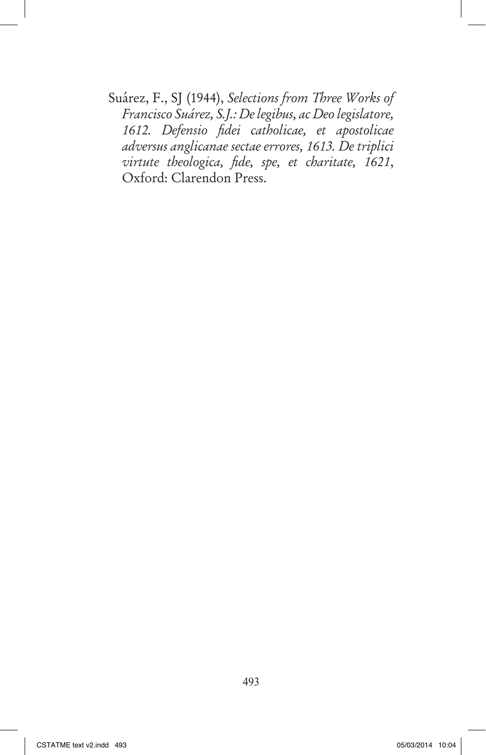Suárez, F., SJ (1944), *Selections from Three Works of Francisco Suárez, S.J.: De legibus, ac Deo legislatore, 1612. Defensio fidei catholicae, et apostolicae adversus anglicanae sectae errores, 1613. De triplici virtute theologica, fide, spe, et charitate, 1621*, Oxford: Clarendon Press.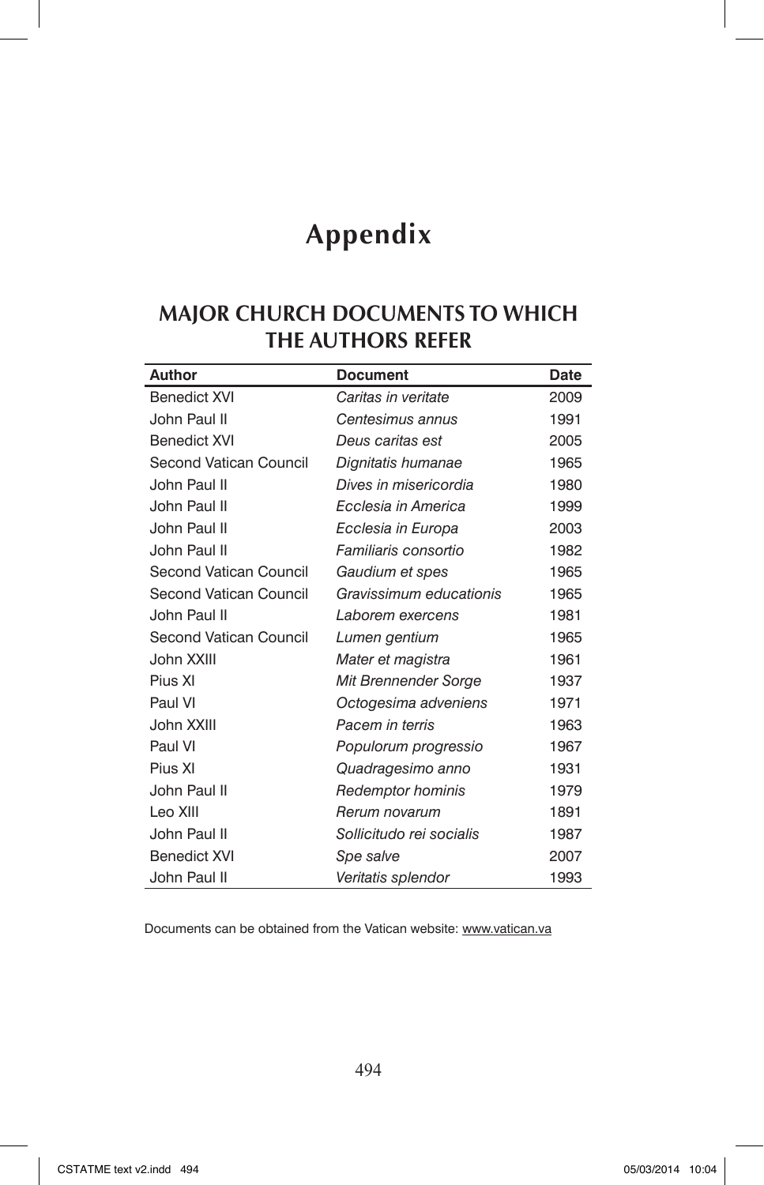# Appendix

## MAJOR CHURCH DOCUMENTS TO WHICH THE AUTHORS REFER

| **Author** | **Document** | **Date** |
|---|---|---|
| Benedict XVI | *Caritas in veritate* | 2009 |
| John Paul II | *Centesimus annus* | 1991 |
| Benedict XVI | *Deus caritas est* | 2005 |
| Second Vatican Council | *Dignitatis humanae* | 1965 |
| John Paul II | *Dives in misericordia* | 1980 |
| John Paul II | *Ecclesia in America* | 1999 |
| John Paul II | *Ecclesia in Europa* | 2003 |
| John Paul II | *Familiaris consortio* | 1982 |
| Second Vatican Council | *Gaudium et spes* | 1965 |
| Second Vatican Council | *Gravissimum educationis* | 1965 |
| John Paul II | *Laborem exercens* | 1981 |
| Second Vatican Council | *Lumen gentium* | 1965 |
| John XXIII | *Mater et magistra* | 1961 |
| Pius XI | *Mit Brennender Sorge* | 1937 |
| Paul VI | *Octogesima adveniens* | 1971 |
| John XXIII | *Pacem in terris* | 1963 |
| Paul VI | *Populorum progressio* | 1967 |
| Pius XI | *Quadragesimo anno* | 1931 |
| John Paul II | *Redemptor hominis* | 1979 |
| Leo XIII | *Rerum novarum* | 1891 |
| John Paul II | *Sollicitudo rei socialis* | 1987 |
| Benedict XVI | *Spe salve* | 2007 |
| John Paul II | *Veritatis splendor* | 1993 |

Documents can be obtained from the Vatican website: www.vatican.va